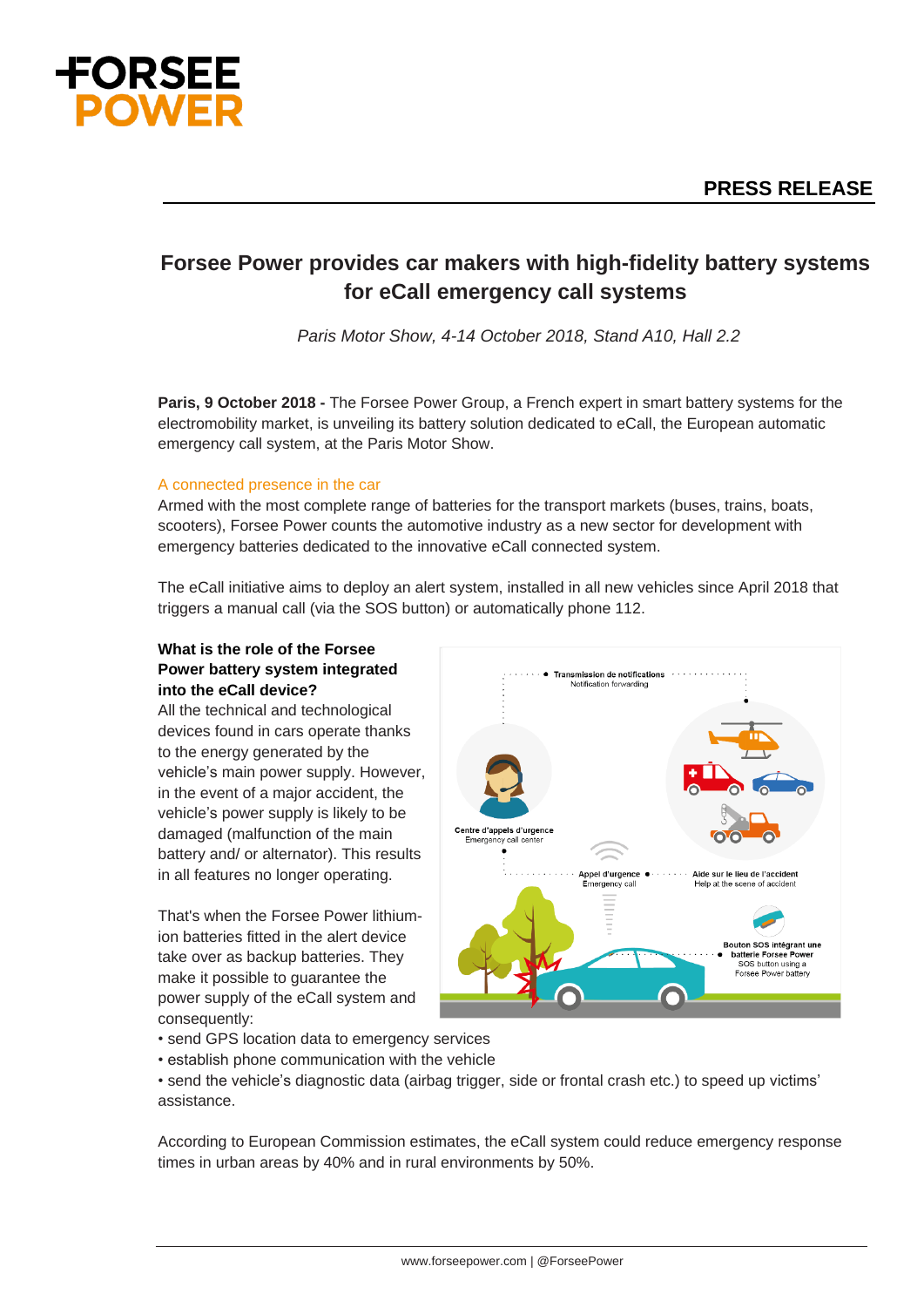**PRESS RELEASE**

# Forsee Power provides car makers with high-fidelity battery systems for eCall emergency call systems

*Paris Motor Show, 4-14 October 2018, Stand A10, Hall 2.2*

**Paris, 9 October 2018 -** The Forsee Power Group, a French expert in smart battery systems for the electromobility market, is unveiling its battery solution dedicated to eCall, the European automatic emergency call system, at the Paris Motor Show.

## A connected presence in the car

Armed with the most complete range of batteries for the transport markets (buses, trains, boats, scooters), Forsee Power counts the automotive industry as a new sector for development with emergency batteries dedicated to the innovative eCall connected system.

The eCall initiative aims to deploy an alert system, installed in all new vehicles since April 2018 that triggers a manual call (via the SOS button) or automatically phone 112.

**What is the role of the Forsee Power battery system integrated into the eCall device?**

All the technical and technological devices found in cars operate thanks to the energy generated by the vehicle's main power supply. However, in the event of a major accident, the vehicle's power supply is likely to be damaged (malfunction of the main battery and/ or alternator). This results in all features no longer operating.

That's when the Forsee Power lithium-ion batteries fitted in the alert device take over as backup batteries. They make it possible to guarantee the power supply of the eCall system and consequently:

- send GPS location data to emergency services
- establish phone communication with the vehicle
- send the vehicle's diagnostic data (airbag trigger, side or frontal crash etc.) to speed up victims' assistance.

According to European Commission estimates, the eCall system could reduce emergency response times in urban areas by 40% and in rural environments by 50%.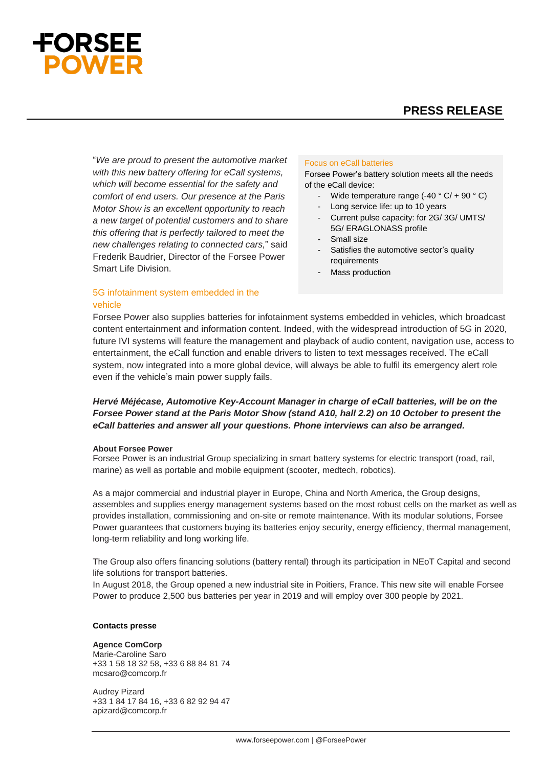"*We are proud to present the automotive market with this new battery offering for eCall systems, which will become essential for the safety and comfort of end users. Our presence at the Paris Motor Show is an excellent opportunity to reach a new target of potential customers and to share this offering that is perfectly tailored to meet the new challenges relating to connected cars,*" said Frederik Baudrier, Director of the Forsee Power Smart Life Division.

### Focus on eCall batteries

Forsee Power's battery solution meets all the needs of the eCall device:

- Wide temperature range (-40 ° C/ + 90 ° C)
- Long service life: up to 10 years
- Current pulse capacity: for 2G/ 3G/ UMTS/ 5G/ ERAGLONASS profile
- Small size
- Satisfies the automotive sector's quality requirements
- Mass production

### 5G infotainment system embedded in the vehicle

Forsee Power also supplies batteries for infotainment systems embedded in vehicles, which broadcast content entertainment and information content. Indeed, with the widespread introduction of 5G in 2020, future IVI systems will feature the management and playback of audio content, navigation use, access to entertainment, the eCall function and enable drivers to listen to text messages received. The eCall system, now integrated into a more global device, will always be able to fulfil its emergency alert role even if the vehicle's main power supply fails.

***Hervé Méjécase, Automotive Key-Account Manager in charge of eCall batteries, will be on the Forsee Power stand at the Paris Motor Show (stand A10, hall 2.2) on 10 October to present the eCall batteries and answer all your questions. Phone interviews can also be arranged.***

**About Forsee Power**

Forsee Power is an industrial Group specializing in smart battery systems for electric transport (road, rail, marine) as well as portable and mobile equipment (scooter, medtech, robotics).

As a major commercial and industrial player in Europe, China and North America, the Group designs, assembles and supplies energy management systems based on the most robust cells on the market as well as provides installation, commissioning and on-site or remote maintenance. With its modular solutions, Forsee Power guarantees that customers buying its batteries enjoy security, energy efficiency, thermal management, long-term reliability and long working life.

The Group also offers financing solutions (battery rental) through its participation in NEoT Capital and second life solutions for transport batteries.

In August 2018, the Group opened a new industrial site in Poitiers, France. This new site will enable Forsee Power to produce 2,500 bus batteries per year in 2019 and will employ over 300 people by 2021.

**Contacts presse**

**Agence ComCorp**
Marie-Caroline Saro
+33 1 58 18 32 58, +33 6 88 84 81 74
mcsaro@comcorp.fr

Audrey Pizard
+33 1 84 17 84 16, +33 6 82 92 94 47
apizard@comcorp.fr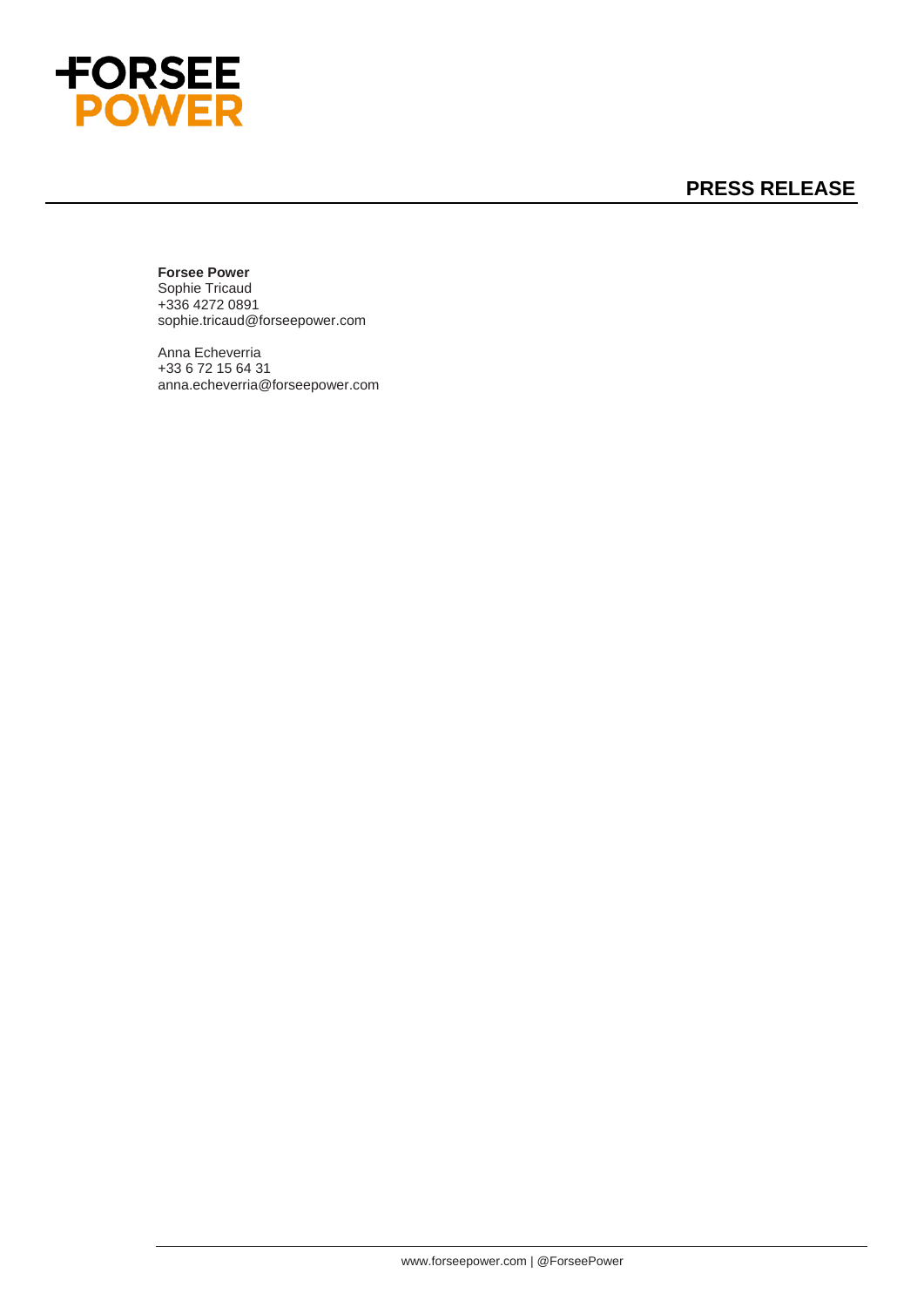**Forsee Power**
Sophie Tricaud
+336 4272 0891
sophie.tricaud@forseepower.com

Anna Echeverria
+33 6 72 15 64 31
anna.echeverria@forseepower.com